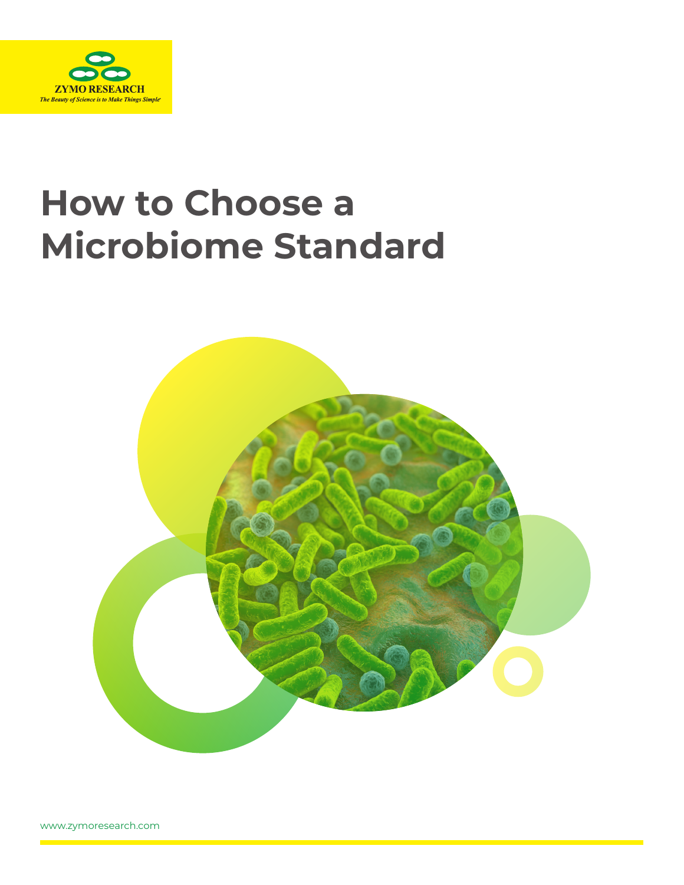ZYMO RESEARCH

*The Beauty of Science is to Make Things Simple*

# How to Choose a Microbiome Standard

www.zymoresearch.com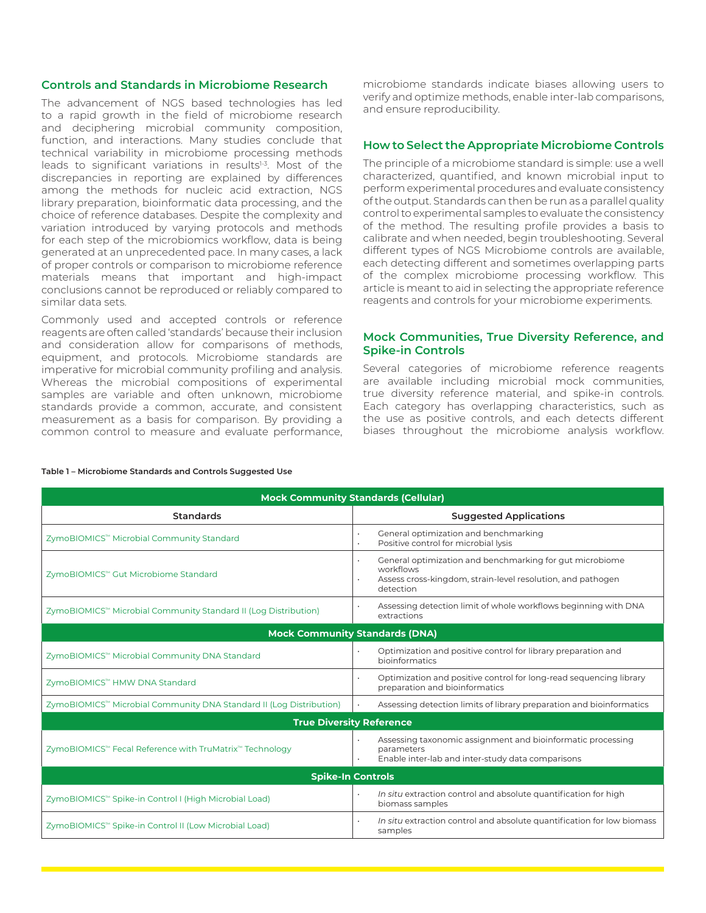## Controls and Standards in Microbiome Research

The advancement of NGS based technologies has led to a rapid growth in the field of microbiome research and deciphering microbial community composition, function, and interactions. Many studies conclude that technical variability in microbiome processing methods leads to significant variations in results[1-3]. Most of the discrepancies in reporting are explained by differences among the methods for nucleic acid extraction, NGS library preparation, bioinformatic data processing, and the choice of reference databases. Despite the complexity and variation introduced by varying protocols and methods for each step of the microbiomics workflow, data is being generated at an unprecedented pace. In many cases, a lack of proper controls or comparison to microbiome reference materials means that important and high-impact conclusions cannot be reproduced or reliably compared to similar data sets.

Commonly used and accepted controls or reference reagents are often called 'standards' because their inclusion and consideration allow for comparisons of methods, equipment, and protocols. Microbiome standards are imperative for microbial community profiling and analysis. Whereas the microbial compositions of experimental samples are variable and often unknown, microbiome standards provide a common, accurate, and consistent measurement as a basis for comparison. By providing a common control to measure and evaluate performance, microbiome standards indicate biases allowing users to verify and optimize methods, enable inter-lab comparisons, and ensure reproducibility.

## How to Select the Appropriate Microbiome Controls

The principle of a microbiome standard is simple: use a well characterized, quantified, and known microbial input to perform experimental procedures and evaluate consistency of the output. Standards can then be run as a parallel quality control to experimental samples to evaluate the consistency of the method. The resulting profile provides a basis to calibrate and when needed, begin troubleshooting. Several different types of NGS Microbiome controls are available, each detecting different and sometimes overlapping parts of the complex microbiome processing workflow. This article is meant to aid in selecting the appropriate reference reagents and controls for your microbiome experiments.

## Mock Communities, True Diversity Reference, and Spike-in Controls

Several categories of microbiome reference reagents are available including microbial mock communities, true diversity reference material, and spike-in controls. Each category has overlapping characteristics, such as the use as positive controls, and each detects different biases throughout the microbiome analysis workflow.

**Table 1 – Microbiome Standards and Controls Suggested Use**

| Standards | Suggested Applications |
|---|---|
| **Mock Community Standards (Cellular)** | |
| ZymoBIOMICS™ Microbial Community Standard | • General optimization and benchmarking<br>• Positive control for microbial lysis |
| ZymoBIOMICS™ Gut Microbiome Standard | • General optimization and benchmarking for gut microbiome workflows<br>• Assess cross-kingdom, strain-level resolution, and pathogen detection |
| ZymoBIOMICS™ Microbial Community Standard II (Log Distribution) | • Assessing detection limit of whole workflows beginning with DNA extractions |
| **Mock Community Standards (DNA)** | |
| ZymoBIOMICS™ Microbial Community DNA Standard | • Optimization and positive control for library preparation and bioinformatics |
| ZymoBIOMICS™ HMW DNA Standard | • Optimization and positive control for long-read sequencing library preparation and bioinformatics |
| ZymoBIOMICS™ Microbial Community DNA Standard II (Log Distribution) | • Assessing detection limits of library preparation and bioinformatics |
| **True Diversity Reference** | |
| ZymoBIOMICS™ Fecal Reference with TruMatrix™ Technology | • Assessing taxonomic assignment and bioinformatic processing parameters<br>• Enable inter-lab and inter-study data comparisons |
| **Spike-In Controls** | |
| ZymoBIOMICS™ Spike-in Control I (High Microbial Load) | • *In situ* extraction control and absolute quantification for high biomass samples |
| ZymoBIOMICS™ Spike-in Control II (Low Microbial Load) | • *In situ* extraction control and absolute quantification for low biomass samples |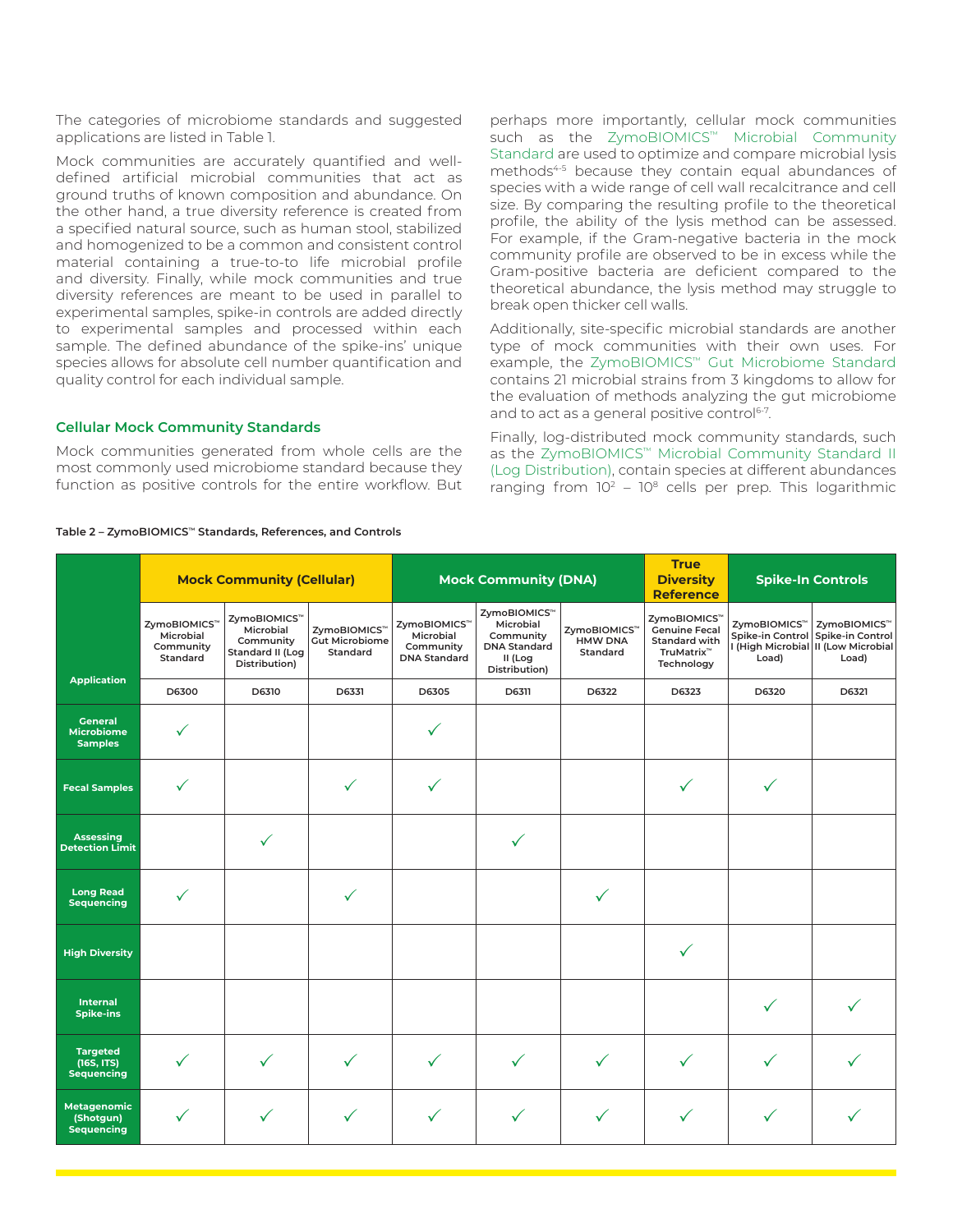The categories of microbiome standards and suggested applications are listed in Table 1.

Mock communities are accurately quantified and well-defined artificial microbial communities that act as ground truths of known composition and abundance. On the other hand, a true diversity reference is created from a specified natural source, such as human stool, stabilized and homogenized to be a common and consistent control material containing a true-to-to life microbial profile and diversity. Finally, while mock communities and true diversity references are meant to be used in parallel to experimental samples, spike-in controls are added directly to experimental samples and processed within each sample. The defined abundance of the spike-ins' unique species allows for absolute cell number quantification and quality control for each individual sample.

### Cellular Mock Community Standards

Mock communities generated from whole cells are the most commonly used microbiome standard because they function as positive controls for the entire workflow. But perhaps more importantly, cellular mock communities such as the ZymoBIOMICS™ Microbial Community Standard are used to optimize and compare microbial lysis methods[4-5] because they contain equal abundances of species with a wide range of cell wall recalcitrance and cell size. By comparing the resulting profile to the theoretical profile, the ability of the lysis method can be assessed. For example, if the Gram-negative bacteria in the mock community profile are observed to be in excess while the Gram-positive bacteria are deficient compared to the theoretical abundance, the lysis method may struggle to break open thicker cell walls.

Additionally, site-specific microbial standards are another type of mock communities with their own uses. For example, the ZymoBIOMICS™ Gut Microbiome Standard contains 21 microbial strains from 3 kingdoms to allow for the evaluation of methods analyzing the gut microbiome and to act as a general positive control[6-7].

Finally, log-distributed mock community standards, such as the ZymoBIOMICS™ Microbial Community Standard II (Log Distribution), contain species at different abundances ranging from $10^2$ – $10^8$ cells per prep. This logarithmic

**Table 2 – ZymoBIOMICS™ Standards, References, and Controls**

| | Mock Community (Cellular) | | | Mock Community (DNA) | | | True Diversity Reference | Spike-In Controls | |
|---|---|---|---|---|---|---|---|---|---|
| | ZymoBIOMICS™ Microbial Community Standard | ZymoBIOMICS™ Microbial Community Standard II (Log Distribution) | ZymoBIOMICS™ Gut Microbiome Standard | ZymoBIOMICS™ Microbial Community DNA Standard | ZymoBIOMICS™ Microbial Community DNA Standard II (Log Distribution) | ZymoBIOMICS™ HMW DNA Standard | ZymoBIOMICS™ Genuine Fecal Standard with TruMatrix™ Technology | ZymoBIOMICS™ Spike-in Control I (High Microbial Load) | ZymoBIOMICS™ Spike-in Control II (Low Microbial Load) |
| **Application** | D6300 | D6310 | D6331 | D6305 | D6311 | D6322 | D6323 | D6320 | D6321 |
| **General Microbiome Samples** | ✓ | | | ✓ | | | | | |
| **Fecal Samples** | ✓ | | ✓ | ✓ | | | ✓ | ✓ | |
| **Assessing Detection Limit** | | ✓ | | | ✓ | | | | |
| **Long Read Sequencing** | ✓ | | ✓ | | | ✓ | | | |
| **High Diversity** | | | | | | | ✓ | | |
| **Internal Spike-ins** | | | | | | | | ✓ | ✓ |
| **Targeted (16S, ITS) Sequencing** | ✓ | ✓ | ✓ | ✓ | ✓ | ✓ | ✓ | ✓ | ✓ |
| **Metagenomic (Shotgun) Sequencing** | ✓ | ✓ | ✓ | ✓ | ✓ | ✓ | ✓ | ✓ | ✓ |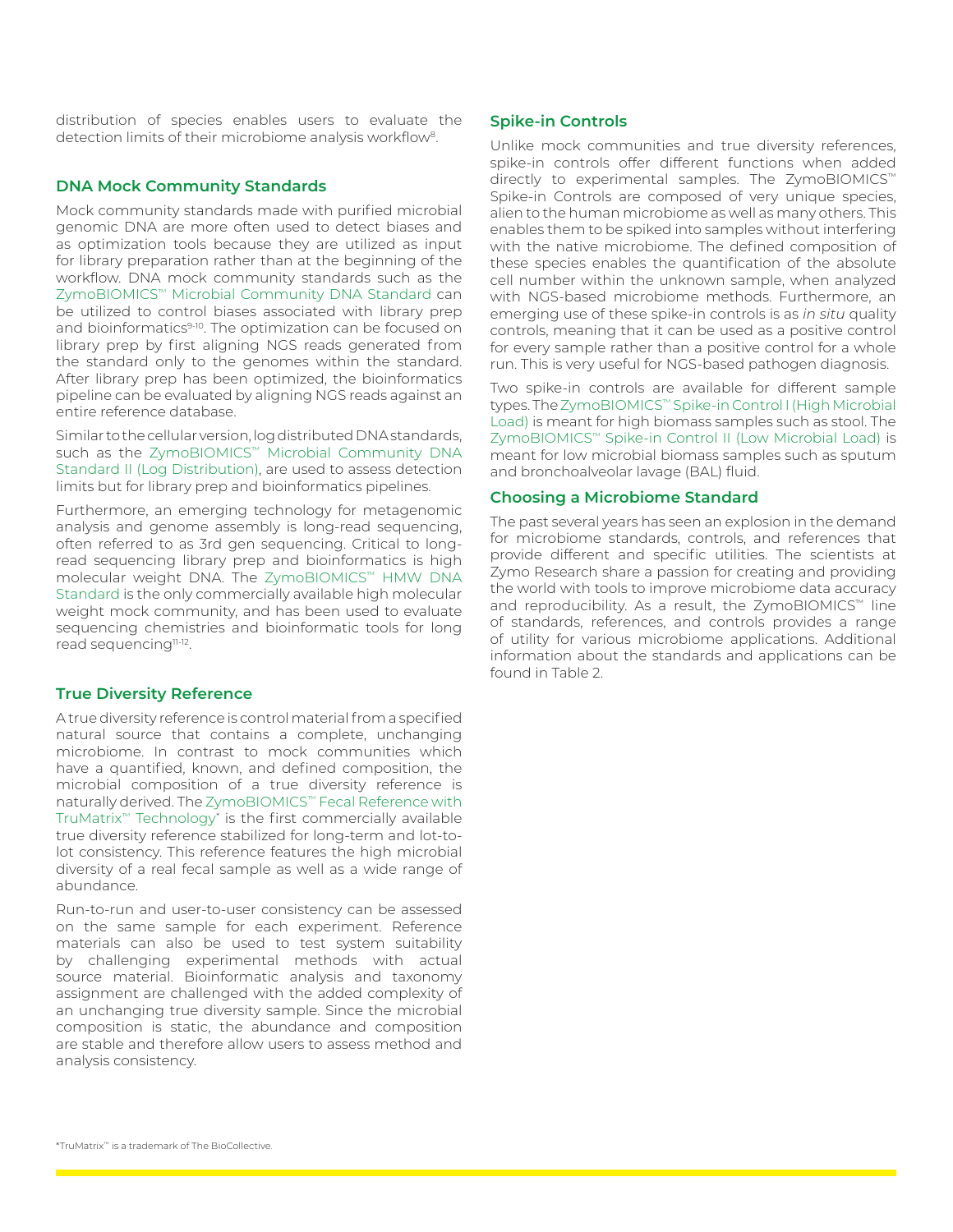distribution of species enables users to evaluate the detection limits of their microbiome analysis workflow[8].

## DNA Mock Community Standards

Mock community standards made with purified microbial genomic DNA are more often used to detect biases and as optimization tools because they are utilized as input for library preparation rather than at the beginning of the workflow. DNA mock community standards such as the ZymoBIOMICS™ Microbial Community DNA Standard can be utilized to control biases associated with library prep and bioinformatics[9-10]. The optimization can be focused on library prep by first aligning NGS reads generated from the standard only to the genomes within the standard. After library prep has been optimized, the bioinformatics pipeline can be evaluated by aligning NGS reads against an entire reference database.

Similar to the cellular version, log distributed DNA standards, such as the ZymoBIOMICS™ Microbial Community DNA Standard II (Log Distribution), are used to assess detection limits but for library prep and bioinformatics pipelines.

Furthermore, an emerging technology for metagenomic analysis and genome assembly is long-read sequencing, often referred to as 3rd gen sequencing. Critical to long-read sequencing library prep and bioinformatics is high molecular weight DNA. The ZymoBIOMICS™ HMW DNA Standard is the only commercially available high molecular weight mock community, and has been used to evaluate sequencing chemistries and bioinformatic tools for long read sequencing[11-12].

## True Diversity Reference

A true diversity reference is control material from a specified natural source that contains a complete, unchanging microbiome. In contrast to mock communities which have a quantified, known, and defined composition, the microbial composition of a true diversity reference is naturally derived. The ZymoBIOMICS™ Fecal Reference with TruMatrix™ Technology* is the first commercially available true diversity reference stabilized for long-term and lot-to-lot consistency. This reference features the high microbial diversity of a real fecal sample as well as a wide range of abundance.

Run-to-run and user-to-user consistency can be assessed on the same sample for each experiment. Reference materials can also be used to test system suitability by challenging experimental methods with actual source material. Bioinformatic analysis and taxonomy assignment are challenged with the added complexity of an unchanging true diversity sample. Since the microbial composition is static, the abundance and composition are stable and therefore allow users to assess method and analysis consistency.

## Spike-in Controls

Unlike mock communities and true diversity references, spike-in controls offer different functions when added directly to experimental samples. The ZymoBIOMICS™ Spike-in Controls are composed of very unique species, alien to the human microbiome as well as many others. This enables them to be spiked into samples without interfering with the native microbiome. The defined composition of these species enables the quantification of the absolute cell number within the unknown sample, when analyzed with NGS-based microbiome methods. Furthermore, an emerging use of these spike-in controls is as *in situ* quality controls, meaning that it can be used as a positive control for every sample rather than a positive control for a whole run. This is very useful for NGS-based pathogen diagnosis.

Two spike-in controls are available for different sample types. The ZymoBIOMICS™ Spike-in Control I (High Microbial Load) is meant for high biomass samples such as stool. The ZymoBIOMICS™ Spike-in Control II (Low Microbial Load) is meant for low microbial biomass samples such as sputum and bronchoalveolar lavage (BAL) fluid.

## Choosing a Microbiome Standard

The past several years has seen an explosion in the demand for microbiome standards, controls, and references that provide different and specific utilities. The scientists at Zymo Research share a passion for creating and providing the world with tools to improve microbiome data accuracy and reproducibility. As a result, the ZymoBIOMICS™ line of standards, references, and controls provides a range of utility for various microbiome applications. Additional information about the standards and applications can be found in Table 2.

*TruMatrix™ is a trademark of The BioCollective.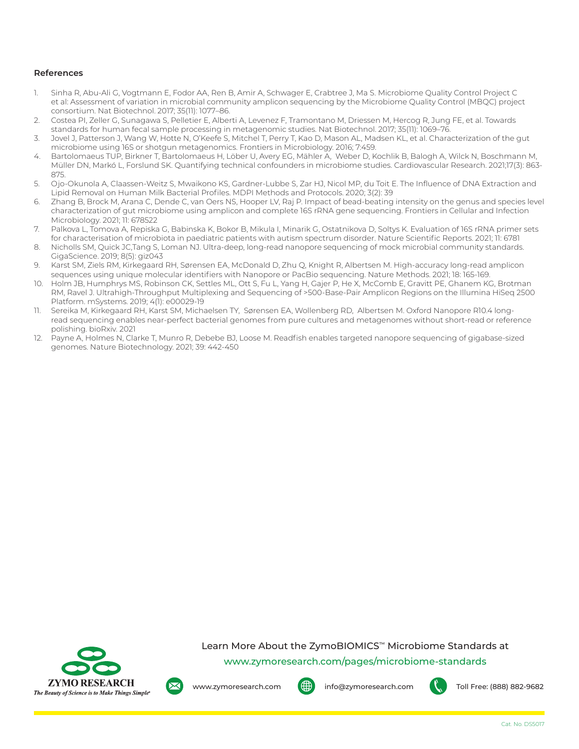#### References

1. Sinha R, Abu-Ali G, Vogtmann E, Fodor AA, Ren B, Amir A, Schwager E, Crabtree J, Ma S. Microbiome Quality Control Project C et al: Assessment of variation in microbial community amplicon sequencing by the Microbiome Quality Control (MBQC) project consortium. Nat Biotechnol. 2017; 35(11): 1077–86.
2. Costea PI, Zeller G, Sunagawa S, Pelletier E, Alberti A, Levenez F, Tramontano M, Driessen M, Hercog R, Jung FE, et al. Towards standards for human fecal sample processing in metagenomic studies. Nat Biotechnol. 2017; 35(11): 1069–76.
3. Jovel J, Patterson J, Wang W, Hotte N, O'Keefe S, Mitchel T, Perry T, Kao D, Mason AL, Madsen KL, et al. Characterization of the gut microbiome using 16S or shotgun metagenomics. Frontiers in Microbiology. 2016; 7:459.
4. Bartolomaeus TUP, Birkner T, Bartolomaeus H, Löber U, Avery EG, Mähler A, Weber D, Kochlik B, Balogh A, Wilck N, Boschmann M, Müller DN, Markó L, Forslund SK. Quantifying technical confounders in microbiome studies. Cardiovascular Research. 2021;17(3): 863-875.
5. Ojo-Okunola A, Claassen-Weitz S, Mwaikono KS, Gardner-Lubbe S, Zar HJ, Nicol MP, du Toit E. The Influence of DNA Extraction and Lipid Removal on Human Milk Bacterial Profiles. MDPI Methods and Protocols. 2020; 3(2): 39
6. Zhang B, Brock M, Arana C, Dende C, van Oers NS, Hooper LV, Raj P. Impact of bead-beating intensity on the genus and species level characterization of gut microbiome using amplicon and complete 16S rRNA gene sequencing. Frontiers in Cellular and Infection Microbiology. 2021; 11: 678522
7. Palkova L, Tomova A, Repiska G, Babinska K, Bokor B, Mikula I, Minarik G, Ostatnikova D, Soltys K. Evaluation of 16S rRNA primer sets for characterisation of microbiota in paediatric patients with autism spectrum disorder. Nature Scientific Reports. 2021; 11: 6781
8. Nicholls SM, Quick JC,Tang S, Loman NJ. Ultra-deep, long-read nanopore sequencing of mock microbial community standards. GigaScience. 2019; 8(5): giz043
9. Karst SM, Ziels RM, Kirkegaard RH, Sørensen EA, McDonald D, Zhu Q, Knight R, Albertsen M. High-accuracy long-read amplicon sequences using unique molecular identifiers with Nanopore or PacBio sequencing. Nature Methods. 2021; 18: 165-169.
10. Holm JB, Humphrys MS, Robinson CK, Settles ML, Ott S, Fu L, Yang H, Gajer P, He X, McComb E, Gravitt PE, Ghanem KG, Brotman RM, Ravel J. Ultrahigh-Throughput Multiplexing and Sequencing of >500-Base-Pair Amplicon Regions on the Illumina HiSeq 2500 Platform. mSystems. 2019; 4(1): e00029-19
11. Sereika M, Kirkegaard RH, Karst SM, Michaelsen TY, Sørensen EA, Wollenberg RD, Albertsen M. Oxford Nanopore R10.4 long-read sequencing enables near-perfect bacterial genomes from pure cultures and metagenomes without short-read or reference polishing. bioRxiv. 2021
12. Payne A, Holmes N, Clarke T, Munro R, Debebe BJ, Loose M. Readfish enables targeted nanopore sequencing of gigabase-sized genomes. Nature Biotechnology. 2021; 39: 442-450

ZYMO RESEARCH

*The Beauty of Science is to Make Things Simple*

Learn More About the ZymoBIOMICS™ Microbiome Standards at

www.zymoresearch.com/pages/microbiome-standards

www.zymoresearch.com | info@zymoresearch.com | Toll Free: (888) 882-9682

Cat. No. DS5017